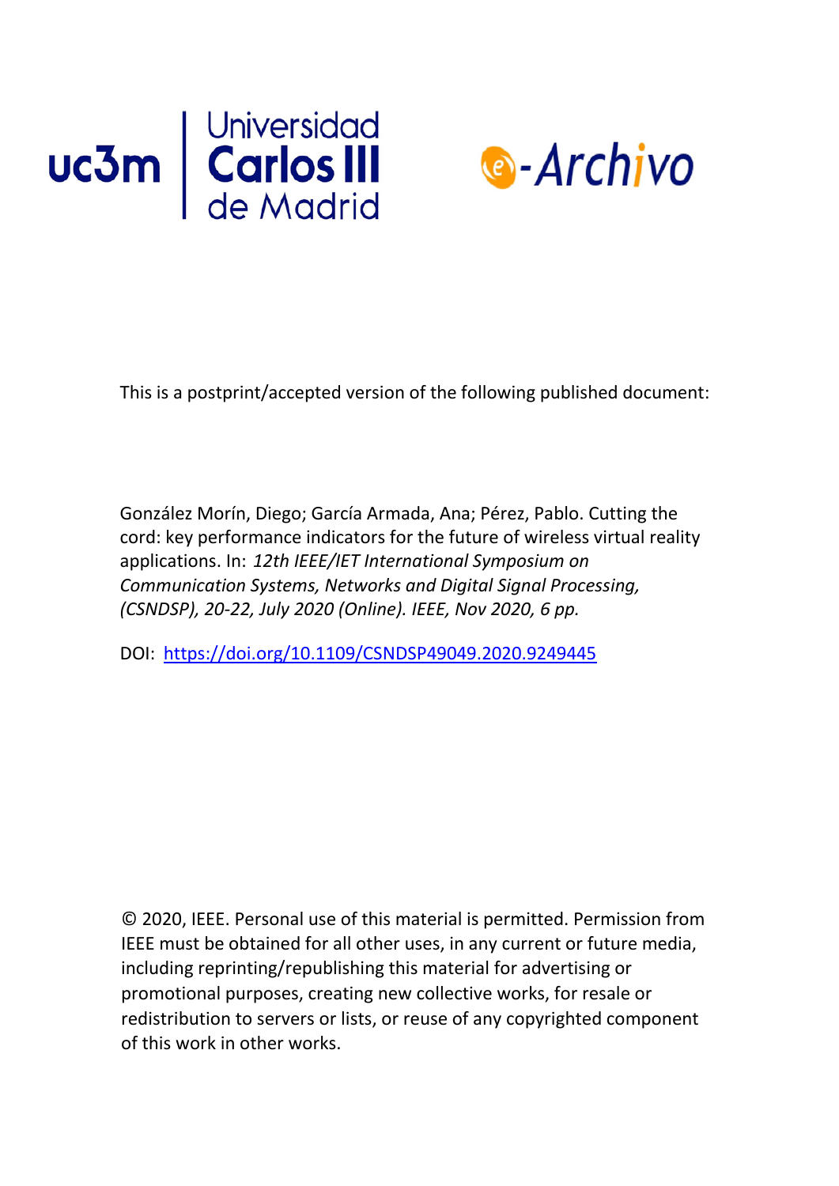This is a postprint/accepted version of the following published document:

González Morín, Diego; García Armada, Ana; Pérez, Pablo. Cutting the cord: key performance indicators for the future of wireless virtual reality applications. In: *12th IEEE/IET International Symposium on Communication Systems, Networks and Digital Signal Processing, (CSNDSP), 20-22, July 2020 (Online). IEEE, Nov 2020, 6 pp.*

DOI: [https://doi.org/10.1109/CSNDSP49049.2020.9249445](https://doi.org/10.1109/CSNDSP49049.2020.9249445)

© 2020, IEEE. Personal use of this material is permitted. Permission from IEEE must be obtained for all other uses, in any current or future media, including reprinting/republishing this material for advertising or promotional purposes, creating new collective works, for resale or redistribution to servers or lists, or reuse of any copyrighted component of this work in other works.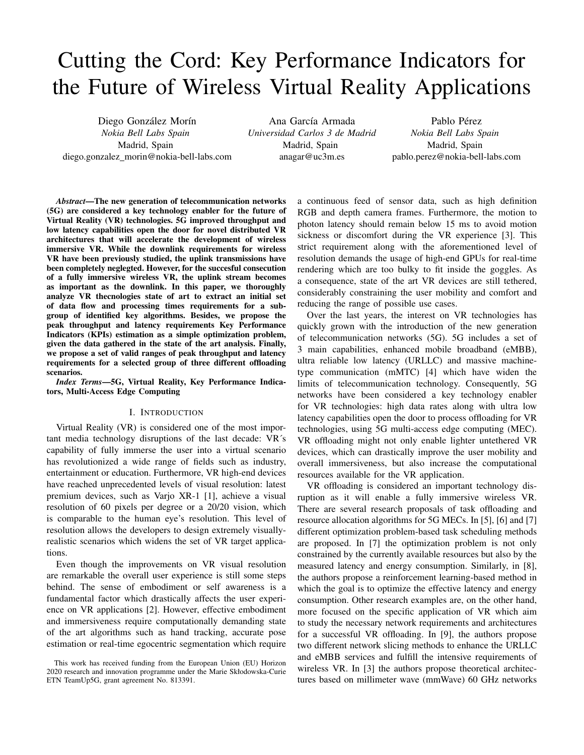# Cutting the Cord: Key Performance Indicators for the Future of Wireless Virtual Reality Applications

Diego González Morín
*Nokia Bell Labs Spain*
Madrid, Spain
diego.gonzalez_morin@nokia-bell-labs.com

Ana García Armada
*Universidad Carlos 3 de Madrid*
Madrid, Spain
anagar@uc3m.es

Pablo Pérez
*Nokia Bell Labs Spain*
Madrid, Spain
pablo.perez@nokia-bell-labs.com

***Abstract*—The new generation of telecommunication networks (5G) are considered a key technology enabler for the future of Virtual Reality (VR) technologies. 5G improved throughput and low latency capabilities open the door for novel distributed VR architectures that will accelerate the development of wireless immersive VR. While the downlink requirements for wireless VR have been previously studied, the uplink transmissions have been completely neglegted. However, for the succesful consecution of a fully immersive wireless VR, the uplink stream becomes as important as the downlink. In this paper, we thoroughly analyze VR thecnologies state of art to extract an initial set of data flow and processing times requirements for a subgroup of identified key algorithms. Besides, we propose the peak throughput and latency requirements Key Performance Indicators (KPIs) estimation as a simple optimization problem, given the data gathered in the state of the art analysis. Finally, we propose a set of valid ranges of peak throughput and latency requirements for a selected group of three different offloading scenarios.**

***Index Terms*—5G, Virtual Reality, Key Performance Indicators, Multi-Access Edge Computing**

## I. Introduction

Virtual Reality (VR) is considered one of the most important media technology disruptions of the last decade: VR´s capability of fully immerse the user into a virtual scenario has revolutionized a wide range of fields such as industry, entertainment or education. Furthermore, VR high-end devices have reached unprecedented levels of visual resolution: latest premium devices, such as Varjo XR-1 [1], achieve a visual resolution of 60 pixels per degree or a 20/20 vision, which is comparable to the human eye's resolution. This level of resolution allows the developers to design extremely visually-realistic scenarios which widens the set of VR target applications.

Even though the improvements on VR visual resolution are remarkable the overall user experience is still some steps behind. The sense of embodiment or self awareness is a fundamental factor which drastically affects the user experience on VR applications [2]. However, effective embodiment and immersiveness require computationally demanding state of the art algorithms such as hand tracking, accurate pose estimation or real-time egocentric segmentation which require a continuous feed of sensor data, such as high definition RGB and depth camera frames. Furthermore, the motion to photon latency should remain below 15 ms to avoid motion sickness or discomfort during the VR experience [3]. This strict requirement along with the aforementioned level of resolution demands the usage of high-end GPUs for real-time rendering which are too bulky to fit inside the goggles. As a consequence, state of the art VR devices are still tethered, considerably constraining the user mobility and comfort and reducing the range of possible use cases.

Over the last years, the interest on VR technologies has quickly grown with the introduction of the new generation of telecommunication networks (5G). 5G includes a set of 3 main capabilities, enhanced mobile broadband (eMBB), ultra reliable low latency (URLLC) and massive machine-type communication (mMTC) [4] which have widen the limits of telecommunication technology. Consequently, 5G networks have been considered a key technology enabler for VR technologies: high data rates along with ultra low latency capabilities open the door to process offloading for VR technologies, using 5G multi-access edge computing (MEC). VR offloading might not only enable lighter untethered VR devices, which can drastically improve the user mobility and overall immersiveness, but also increase the computational resources available for the VR application.

VR offloading is considered an important technology disruption as it will enable a fully immersive wireless VR. There are several research proposals of task offloading and resource allocation algorithms for 5G MECs. In [5], [6] and [7] different optimization problem-based task scheduling methods are proposed. In [7] the optimization problem is not only constrained by the currently available resources but also by the measured latency and energy consumption. Similarly, in [8], the authors propose a reinforcement learning-based method in which the goal is to optimize the effective latency and energy consumption. Other research examples are, on the other hand, more focused on the specific application of VR which aim to study the necessary network requirements and architectures for a successful VR offloading. In [9], the authors propose two different network slicing methods to enhance the URLLC and eMBB services and fulfill the intensive requirements of wireless VR. In [3] the authors propose theoretical architectures based on millimeter wave (mmWave) 60 GHz networks

This work has received funding from the European Union (EU) Horizon 2020 research and innovation programme under the Marie Skłodowska-Curie ETN TeamUp5G, grant agreement No. 813391.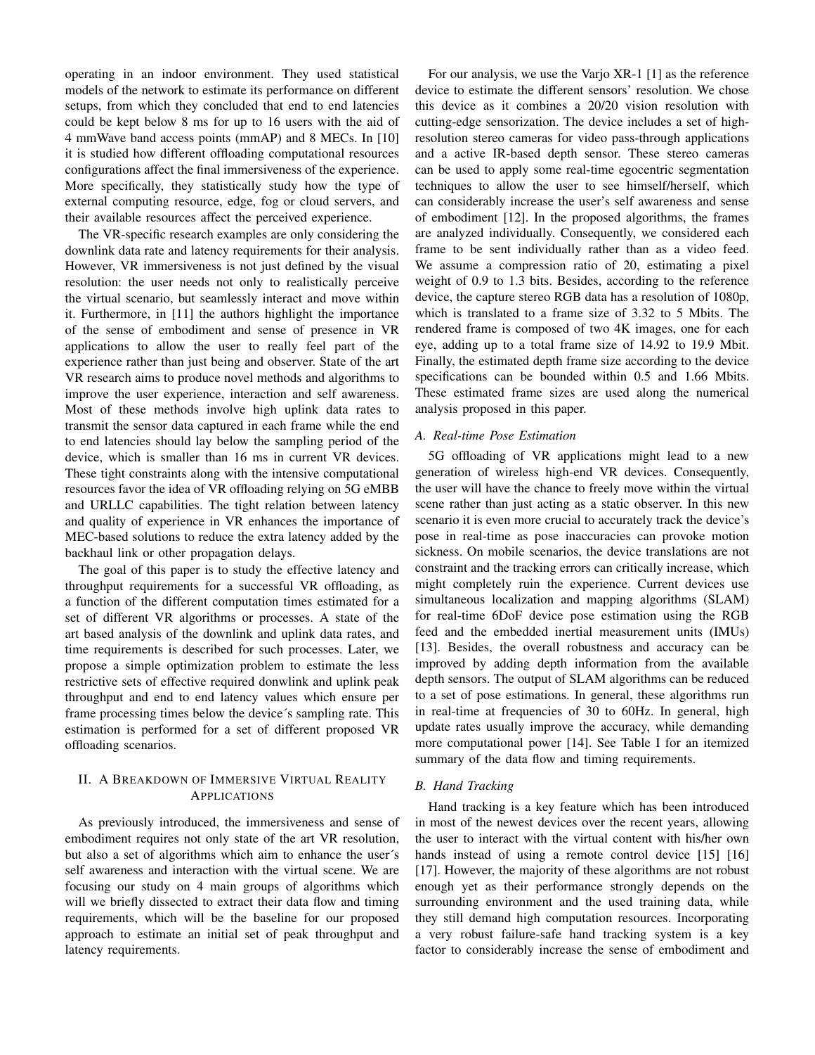operating in an indoor environment. They used statistical models of the network to estimate its performance on different setups, from which they concluded that end to end latencies could be kept below 8 ms for up to 16 users with the aid of 4 mmWave band access points (mmAP) and 8 MECs. In [10] it is studied how different offloading computational resources configurations affect the final immersiveness of the experience. More specifically, they statistically study how the type of external computing resource, edge, fog or cloud servers, and their available resources affect the perceived experience.

The VR-specific research examples are only considering the downlink data rate and latency requirements for their analysis. However, VR immersiveness is not just defined by the visual resolution: the user needs not only to realistically perceive the virtual scenario, but seamlessly interact and move within it. Furthermore, in [11] the authors highlight the importance of the sense of embodiment and sense of presence in VR applications to allow the user to really feel part of the experience rather than just being and observer. State of the art VR research aims to produce novel methods and algorithms to improve the user experience, interaction and self awareness. Most of these methods involve high uplink data rates to transmit the sensor data captured in each frame while the end to end latencies should lay below the sampling period of the device, which is smaller than 16 ms in current VR devices. These tight constraints along with the intensive computational resources favor the idea of VR offloading relying on 5G eMBB and URLLC capabilities. The tight relation between latency and quality of experience in VR enhances the importance of MEC-based solutions to reduce the extra latency added by the backhaul link or other propagation delays.

The goal of this paper is to study the effective latency and throughput requirements for a successful VR offloading, as a function of the different computation times estimated for a set of different VR algorithms or processes. A state of the art based analysis of the downlink and uplink data rates, and time requirements is described for such processes. Later, we propose a simple optimization problem to estimate the less restrictive sets of effective required donwlink and uplink peak throughput and end to end latency values which ensure per frame processing times below the device´s sampling rate. This estimation is performed for a set of different proposed VR offloading scenarios.

## II. A Breakdown of Immersive Virtual Reality Applications

As previously introduced, the immersiveness and sense of embodiment requires not only state of the art VR resolution, but also a set of algorithms which aim to enhance the user´s self awareness and interaction with the virtual scene. We are focusing our study on 4 main groups of algorithms which will we briefly dissected to extract their data flow and timing requirements, which will be the baseline for our proposed approach to estimate an initial set of peak throughput and latency requirements.

For our analysis, we use the Varjo XR-1 [1] as the reference device to estimate the different sensors' resolution. We chose this device as it combines a 20/20 vision resolution with cutting-edge sensorization. The device includes a set of high-resolution stereo cameras for video pass-through applications and a active IR-based depth sensor. These stereo cameras can be used to apply some real-time egocentric segmentation techniques to allow the user to see himself/herself, which can considerably increase the user's self awareness and sense of embodiment [12]. In the proposed algorithms, the frames are analyzed individually. Consequently, we considered each frame to be sent individually rather than as a video feed. We assume a compression ratio of 20, estimating a pixel weight of 0.9 to 1.3 bits. Besides, according to the reference device, the capture stereo RGB data has a resolution of 1080p, which is translated to a frame size of 3.32 to 5 Mbits. The rendered frame is composed of two 4K images, one for each eye, adding up to a total frame size of 14.92 to 19.9 Mbit. Finally, the estimated depth frame size according to the device specifications can be bounded within 0.5 and 1.66 Mbits. These estimated frame sizes are used along the numerical analysis proposed in this paper.

### A. Real-time Pose Estimation

5G offloading of VR applications might lead to a new generation of wireless high-end VR devices. Consequently, the user will have the chance to freely move within the virtual scene rather than just acting as a static observer. In this new scenario it is even more crucial to accurately track the device's pose in real-time as pose inaccuracies can provoke motion sickness. On mobile scenarios, the device translations are not constraint and the tracking errors can critically increase, which might completely ruin the experience. Current devices use simultaneous localization and mapping algorithms (SLAM) for real-time 6DoF device pose estimation using the RGB feed and the embedded inertial measurement units (IMUs) [13]. Besides, the overall robustness and accuracy can be improved by adding depth information from the available depth sensors. The output of SLAM algorithms can be reduced to a set of pose estimations. In general, these algorithms run in real-time at frequencies of 30 to 60Hz. In general, high update rates usually improve the accuracy, while demanding more computational power [14]. See Table I for an itemized summary of the data flow and timing requirements.

### B. Hand Tracking

Hand tracking is a key feature which has been introduced in most of the newest devices over the recent years, allowing the user to interact with the virtual content with his/her own hands instead of using a remote control device [15] [16] [17]. However, the majority of these algorithms are not robust enough yet as their performance strongly depends on the surrounding environment and the used training data, while they still demand high computation resources. Incorporating a very robust failure-safe hand tracking system is a key factor to considerably increase the sense of embodiment and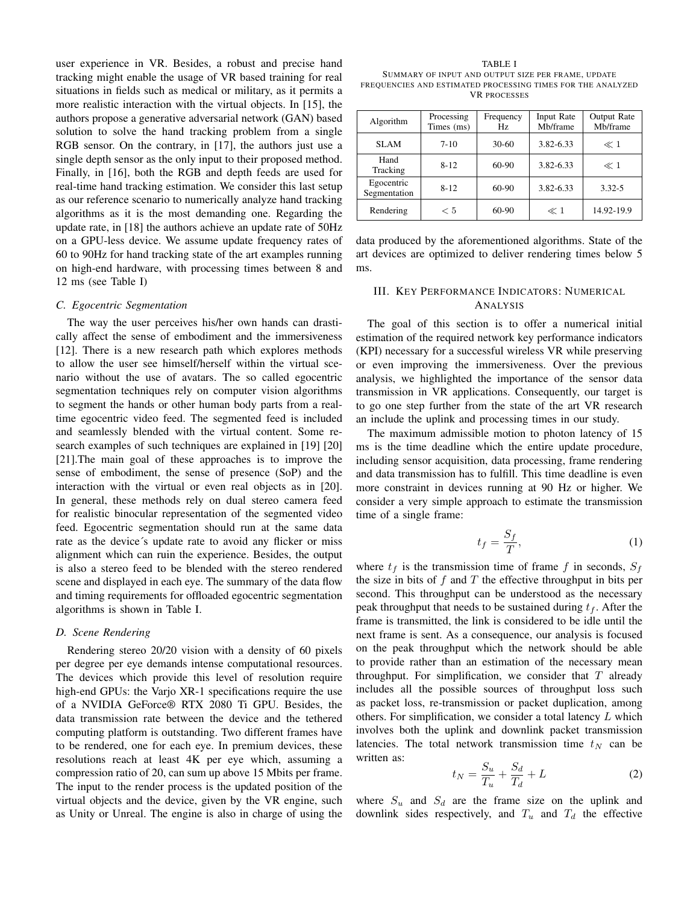user experience in VR. Besides, a robust and precise hand tracking might enable the usage of VR based training for real situations in fields such as medical or military, as it permits a more realistic interaction with the virtual objects. In [15], the authors propose a generative adversarial network (GAN) based solution to solve the hand tracking problem from a single RGB sensor. On the contrary, in [17], the authors just use a single depth sensor as the only input to their proposed method. Finally, in [16], both the RGB and depth feeds are used for real-time hand tracking estimation. We consider this last setup as our reference scenario to numerically analyze hand tracking algorithms as it is the most demanding one. Regarding the update rate, in [18] the authors achieve an update rate of 50Hz on a GPU-less device. We assume update frequency rates of 60 to 90Hz for hand tracking state of the art examples running on high-end hardware, with processing times between 8 and 12 ms (see Table I)

### C. Egocentric Segmentation

The way the user perceives his/her own hands can drastically affect the sense of embodiment and the immersiveness [12]. There is a new research path which explores methods to allow the user see himself/herself within the virtual scenario without the use of avatars. The so called egocentric segmentation techniques rely on computer vision algorithms to segment the hands or other human body parts from a real-time egocentric video feed. The segmented feed is included and seamlessly blended with the virtual content. Some research examples of such techniques are explained in [19] [20] [21].The main goal of these approaches is to improve the sense of embodiment, the sense of presence (SoP) and the interaction with the virtual or even real objects as in [20]. In general, these methods rely on dual stereo camera feed for realistic binocular representation of the segmented video feed. Egocentric segmentation should run at the same data rate as the device´s update rate to avoid any flicker or miss alignment which can ruin the experience. Besides, the output is also a stereo feed to be blended with the stereo rendered scene and displayed in each eye. The summary of the data flow and timing requirements for offloaded egocentric segmentation algorithms is shown in Table I.

### D. Scene Rendering

Rendering stereo 20/20 vision with a density of 60 pixels per degree per eye demands intense computational resources. The devices which provide this level of resolution require high-end GPUs: the Varjo XR-1 specifications require the use of a NVIDIA GeForce® RTX 2080 Ti GPU. Besides, the data transmission rate between the device and the tethered computing platform is outstanding. Two different frames have to be rendered, one for each eye. In premium devices, these resolutions reach at least 4K per eye which, assuming a compression ratio of 20, can sum up above 15 Mbits per frame. The input to the render process is the updated position of the virtual objects and the device, given by the VR engine, such as Unity or Unreal. The engine is also in charge of using the

TABLE I
SUMMARY OF INPUT AND OUTPUT SIZE PER FRAME, UPDATE FREQUENCIES AND ESTIMATED PROCESSING TIMES FOR THE ANALYZED VR PROCESSES

| Algorithm | Processing Times (ms) | Frequency Hz | Input Rate Mb/frame | Output Rate Mb/frame |
|---|---|---|---|---|
| SLAM | 7-10 | 30-60 | 3.82-6.33 | $\ll 1$ |
| Hand Tracking | 8-12 | 60-90 | 3.82-6.33 | $\ll 1$ |
| Egocentric Segmentation | 8-12 | 60-90 | 3.82-6.33 | 3.32-5 |
| Rendering | $< 5$ | 60-90 | $\ll 1$ | 14.92-19.9 |

data produced by the aforementioned algorithms. State of the art devices are optimized to deliver rendering times below 5 ms.

## III. Key Performance Indicators: Numerical Analysis

The goal of this section is to offer a numerical initial estimation of the required network key performance indicators (KPI) necessary for a successful wireless VR while preserving or even improving the immersiveness. Over the previous analysis, we highlighted the importance of the sensor data transmission in VR applications. Consequently, our target is to go one step further from the state of the art VR research an include the uplink and processing times in our study.

The maximum admissible motion to photon latency of 15 ms is the time deadline which the entire update procedure, including sensor acquisition, data processing, frame rendering and data transmission has to fulfill. This time deadline is even more constraint in devices running at 90 Hz or higher. We consider a very simple approach to estimate the transmission time of a single frame:

$$t_f = \frac{S_f}{T}, \tag{1}$$

where $t_f$ is the transmission time of frame $f$ in seconds, $S_f$ the size in bits of $f$ and $T$ the effective throughput in bits per second. This throughput can be understood as the necessary peak throughput that needs to be sustained during $t_f$. After the frame is transmitted, the link is considered to be idle until the next frame is sent. As a consequence, our analysis is focused on the peak throughput which the network should be able to provide rather than an estimation of the necessary mean throughput. For simplification, we consider that $T$ already includes all the possible sources of throughput loss such as packet loss, re-transmission or packet duplication, among others. For simplification, we consider a total latency $L$ which involves both the uplink and downlink packet transmission latencies. The total network transmission time $t_N$ can be written as:

$$t_N = \frac{S_u}{T_u} + \frac{S_d}{T_d} + L \tag{2}$$

where $S_u$ and $S_d$ are the frame size on the uplink and downlink sides respectively, and $T_u$ and $T_d$ the effective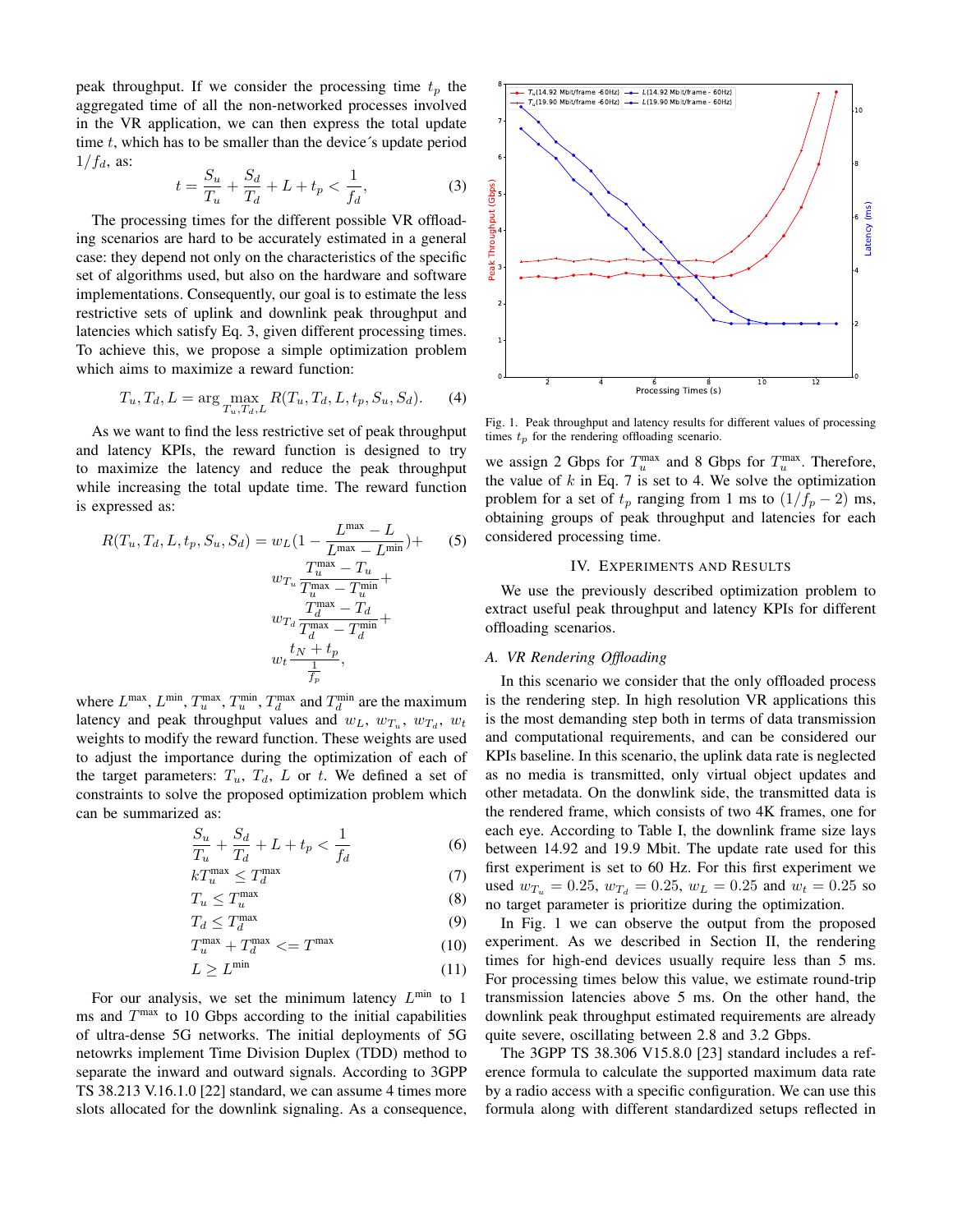peak throughput. If we consider the processing time $t_p$ the aggregated time of all the non-networked processes involved in the VR application, we can then express the total update time $t$, which has to be smaller than the device´s update period $1/f_d$, as:

$$t = \frac{S_u}{T_u} + \frac{S_d}{T_d} + L + t_p < \frac{1}{f_d}, \tag{3}$$

The processing times for the different possible VR offloading scenarios are hard to be accurately estimated in a general case: they depend not only on the characteristics of the specific set of algorithms used, but also on the hardware and software implementations. Consequently, our goal is to estimate the less restrictive sets of uplink and downlink peak throughput and latencies which satisfy Eq. 3, given different processing times. To achieve this, we propose a simple optimization problem which aims to maximize a reward function:

$$T_u, T_d, L = \arg\max_{T_u, T_d, L} R(T_u, T_d, L, t_p, S_u, S_d). \tag{4}$$

As we want to find the less restrictive set of peak throughput and latency KPIs, the reward function is designed to try to maximize the latency and reduce the peak throughput while increasing the total update time. The reward function is expressed as:

$$\begin{aligned} R(T_u, T_d, L, t_p, S_u, S_d) = {} & w_L\left(1 - \frac{L^{\max} - L}{L^{\max} - L^{\min}}\right) + \\ & w_{T_u}\frac{T_u^{\max} - T_u}{T_u^{\max} - T_u^{\min}} + \\ & w_{T_d}\frac{T_d^{\max} - T_d}{T_d^{\max} - T_d^{\min}} + \\ & w_t\frac{t_N + t_p}{\frac{1}{f_p}}, \end{aligned} \tag{5}$$

where $L^{\max}$, $L^{\min}$, $T_u^{\max}$, $T_u^{\min}$, $T_d^{\max}$ and $T_d^{\min}$ are the maximum latency and peak throughput values and $w_L$, $w_{T_u}$, $w_{T_d}$, $w_t$ weights to modify the reward function. These weights are used to adjust the importance during the optimization of each of the target parameters: $T_u$, $T_d$, $L$ or $t$. We defined a set of constraints to solve the proposed optimization problem which can be summarized as:

$$\frac{S_u}{T_u} + \frac{S_d}{T_d} + L + t_p < \frac{1}{f_d} \tag{6}$$

$$kT_u^{\max} \leq T_d^{\max} \tag{7}$$

$$T_u \leq T_u^{\max} \tag{8}$$

$$T_d \leq T_d^{\max} \tag{9}$$

$$T_u^{\max} + T_d^{\max} <= T^{\max} \tag{10}$$

$$L \geq L^{\min} \tag{11}$$

For our analysis, we set the minimum latency $L^{\min}$ to 1 ms and $T^{\max}$ to 10 Gbps according to the initial capabilities of ultra-dense 5G networks. The initial deployments of 5G netowrks implement Time Division Duplex (TDD) method to separate the inward and outward signals. According to 3GPP TS 38.213 V.16.1.0 [22] standard, we can assume 4 times more slots allocated for the downlink signaling. As a consequence, we assign 2 Gbps for $T_u^{\max}$ and 8 Gbps for $T_u^{\max}$. Therefore, the value of $k$ in Eq. 7 is set to 4. We solve the optimization problem for a set of $t_p$ ranging from 1 ms to $(1/f_p - 2)$ ms, obtaining groups of peak throughput and latencies for each considered processing time.

Fig. 1. Peak throughput and latency results for different values of processing times $t_p$ for the rendering offloading scenario.

## IV. Experiments and Results

We use the previously described optimization problem to extract useful peak throughput and latency KPIs for different offloading scenarios.

### A. VR Rendering Offloading

In this scenario we consider that the only offloaded process is the rendering step. In high resolution VR applications this is the most demanding step both in terms of data transmission and computational requirements, and can be considered our KPIs baseline. In this scenario, the uplink data rate is neglected as no media is transmitted, only virtual object updates and other metadata. On the donwlink side, the transmitted data is the rendered frame, which consists of two 4K frames, one for each eye. According to Table I, the downlink frame size lays between 14.92 and 19.9 Mbit. The update rate used for this first experiment is set to 60 Hz. For this first experiment we used $w_{T_u} = 0.25$, $w_{T_d} = 0.25$, $w_L = 0.25$ and $w_t = 0.25$ so no target parameter is prioritize during the optimization.

In Fig. 1 we can observe the output from the proposed experiment. As we described in Section II, the rendering times for high-end devices usually require less than 5 ms. For processing times below this value, we estimate round-trip transmission latencies above 5 ms. On the other hand, the downlink peak throughput estimated requirements are already quite severe, oscillating between 2.8 and 3.2 Gbps.

The 3GPP TS 38.306 V15.8.0 [23] standard includes a reference formula to calculate the supported maximum data rate by a radio access with a specific configuration. We can use this formula along with different standardized setups reflected in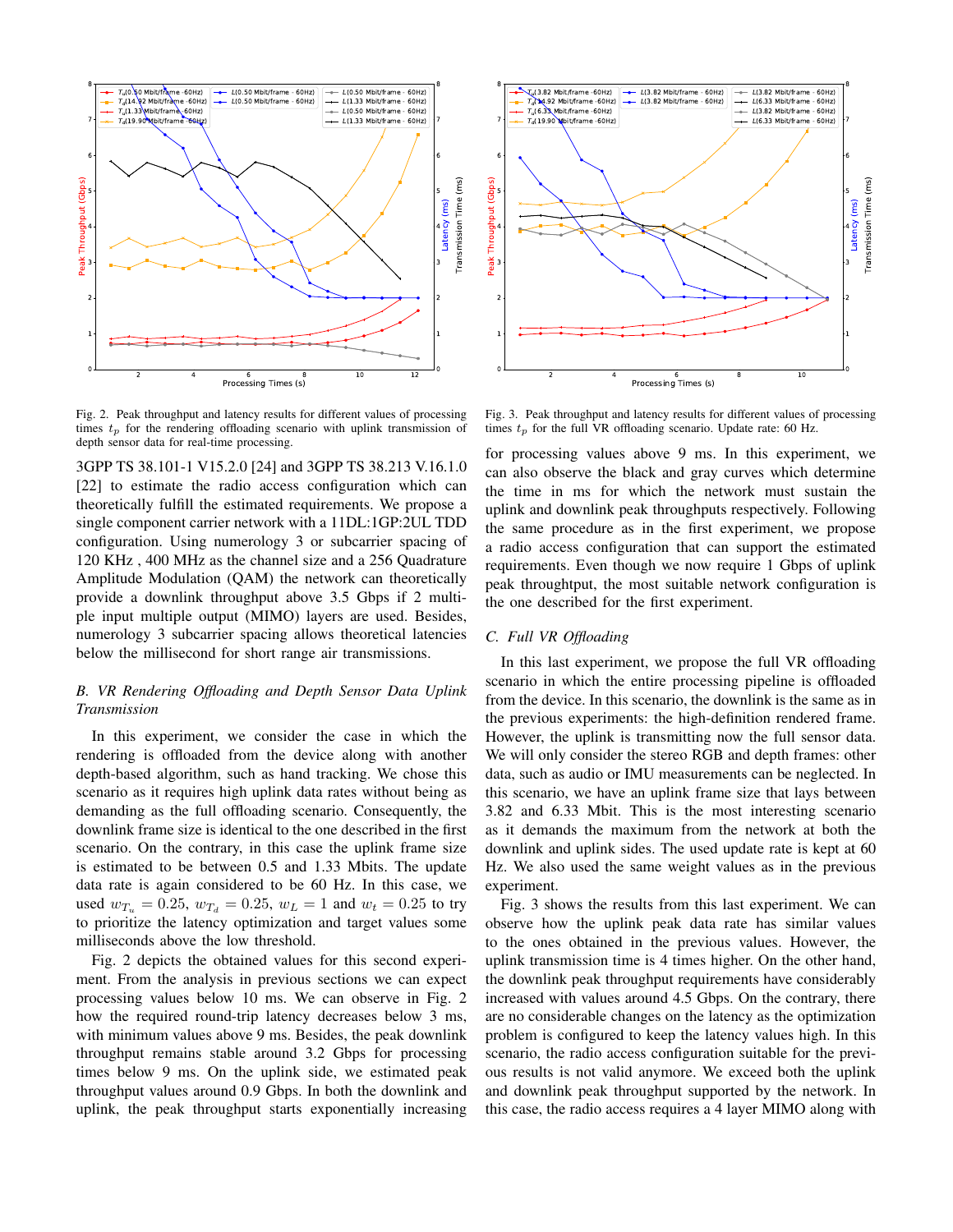Fig. 2. Peak throughput and latency results for different values of processing times $t_p$ for the rendering offloading scenario with uplink transmission of depth sensor data for real-time processing.

Fig. 3. Peak throughput and latency results for different values of processing times $t_p$ for the full VR offloading scenario. Update rate: 60 Hz.

3GPP TS 38.101-1 V15.2.0 [24] and 3GPP TS 38.213 V.16.1.0 [22] to estimate the radio access configuration which can theoretically fulfill the estimated requirements. We propose a single component carrier network with a 11DL:1GP:2UL TDD configuration. Using numerology 3 or subcarrier spacing of 120 KHz , 400 MHz as the channel size and a 256 Quadrature Amplitude Modulation (QAM) the network can theoretically provide a downlink throughput above 3.5 Gbps if 2 multiple input multiple output (MIMO) layers are used. Besides, numerology 3 subcarrier spacing allows theoretical latencies below the millisecond for short range air transmissions.

### *B. VR Rendering Offloading and Depth Sensor Data Uplink Transmission*

In this experiment, we consider the case in which the rendering is offloaded from the device along with another depth-based algorithm, such as hand tracking. We chose this scenario as it requires high uplink data rates without being as demanding as the full offloading scenario. Consequently, the downlink frame size is identical to the one described in the first scenario. On the contrary, in this case the uplink frame size is estimated to be between 0.5 and 1.33 Mbits. The update data rate is again considered to be 60 Hz. In this case, we used $w_{T_u} = 0.25$, $w_{T_d} = 0.25$, $w_L = 1$ and $w_t = 0.25$ to try to prioritize the latency optimization and target values some milliseconds above the low threshold.

Fig. 2 depicts the obtained values for this second experiment. From the analysis in previous sections we can expect processing values below 10 ms. We can observe in Fig. 2 how the required round-trip latency decreases below 3 ms, with minimum values above 9 ms. Besides, the peak downlink throughput remains stable around 3.2 Gbps for processing times below 9 ms. On the uplink side, we estimated peak throughput values around 0.9 Gbps. In both the downlink and uplink, the peak throughput starts exponentially increasing for processing values above 9 ms. In this experiment, we can also observe the black and gray curves which determine the time in ms for which the network must sustain the uplink and downlink peak throughputs respectively. Following the same procedure as in the first experiment, we propose a radio access configuration that can support the estimated requirements. Even though we now require 1 Gbps of uplink peak throughtput, the most suitable network configuration is the one described for the first experiment.

### *C. Full VR Offloading*

In this last experiment, we propose the full VR offloading scenario in which the entire processing pipeline is offloaded from the device. In this scenario, the downlink is the same as in the previous experiments: the high-definition rendered frame. However, the uplink is transmitting now the full sensor data. We will only consider the stereo RGB and depth frames: other data, such as audio or IMU measurements can be neglected. In this scenario, we have an uplink frame size that lays between 3.82 and 6.33 Mbit. This is the most interesting scenario as it demands the maximum from the network at both the downlink and uplink sides. The used update rate is kept at 60 Hz. We also used the same weight values as in the previous experiment.

Fig. 3 shows the results from this last experiment. We can observe how the uplink peak data rate has similar values to the ones obtained in the previous values. However, the uplink transmission time is 4 times higher. On the other hand, the downlink peak throughput requirements have considerably increased with values around 4.5 Gbps. On the contrary, there are no considerable changes on the latency as the optimization problem is configured to keep the latency values high. In this scenario, the radio access configuration suitable for the previous results is not valid anymore. We exceed both the uplink and downlink peak throughput supported by the network. In this case, the radio access requires a 4 layer MIMO along with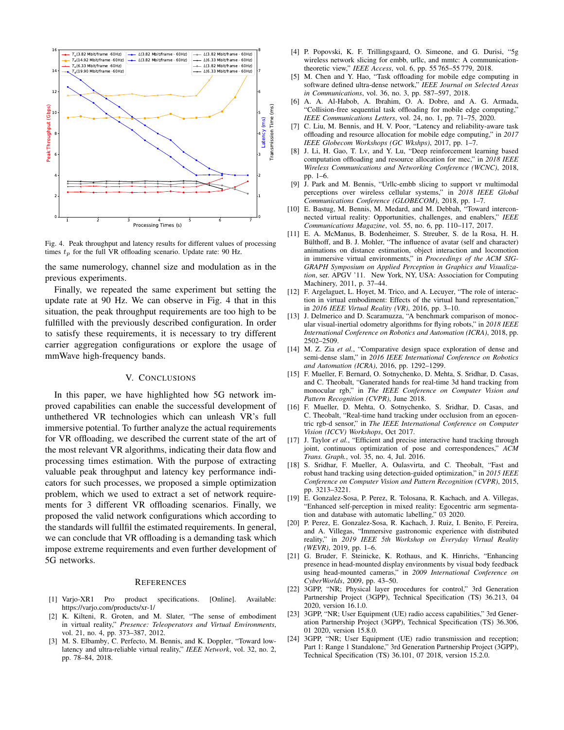16
14
12
10
8
6
4
2
0

Peak Throughput (Gbps)

Latency (ms)

Transmission Time (ms)

8
7
6
5
4
3
2
1
0

Processing Times (s)

1 2 3 4 5 6 7

$T_u$(3.82 Mbit/frame ·60Hz)
$T_d$(14.92 Mbit/frame ·60Hz)
$T_u$(6.33 Mbit/frame ·60Hz)
$T_d$(19.90 Mbit/frame ·60Hz)
$L$(3.82 Mbit/frame ·60Hz)
$L$(3.82 Mbit/frame ·60Hz)
$L$(3.82 Mbit/frame ·60Hz)
$L$(6.33 Mbit/frame ·60Hz)
$L$(3.82 Mbit/frame ·60Hz)
$L$(6.33 Mbit/frame ·60Hz)

Fig. 4. Peak throughput and latency results for different values of processing times $t_p$ for the full VR offloading scenario. Update rate: 90 Hz.

the same numerology, channel size and modulation as in the previous experiments.

Finally, we repeated the same experiment but setting the update rate at 90 Hz. We can observe in Fig. 4 that in this situation, the peak throughput requirements are too high to be fulfilled with the previously described configuration. In order to satisfy these requirements, it is necessary to try different carrier aggregation configurations or explore the usage of mmWave high-frequency bands.

## V. Conclusions

In this paper, we have highlighted how 5G network improved capabilities can enable the successful development of unthethered VR technologies which can unleash VR's full immersive potential. To further analyze the actual requirements for VR offloading, we described the current state of the art of the most relevant VR algorithms, indicating their data flow and processing times estimation. With the purpose of extracting valuable peak throughput and latency key performance indicators for such processes, we proposed a simple optimization problem, which we used to extract a set of network requirements for 3 different VR offloading scenarios. Finally, we proposed the valid network configurations which according to the standards will fullfil the estimated requirements. In general, we can conclude that VR offloading is a demanding task which impose extreme requirements and even further development of 5G networks.

## References

[1] Varjo-XR1 Pro product specifications. [Online]. Available: https://varjo.com/products/xr-1/

[2] K. Kilteni, R. Groten, and M. Slater, "The sense of embodiment in virtual reality," *Presence: Teleoperators and Virtual Environments*, vol. 21, no. 4, pp. 373–387, 2012.

[3] M. S. Elbamby, C. Perfecto, M. Bennis, and K. Doppler, "Toward low-latency and ultra-reliable virtual reality," *IEEE Network*, vol. 32, no. 2, pp. 78–84, 2018.

[4] P. Popovski, K. F. Trillingsgaard, O. Simeone, and G. Durisi, "5g wireless network slicing for embb, urllc, and mmtc: A communication-theoretic view," *IEEE Access*, vol. 6, pp. 55 765–55 779, 2018.

[5] M. Chen and Y. Hao, "Task offloading for mobile edge computing in software defined ultra-dense network," *IEEE Journal on Selected Areas in Communications*, vol. 36, no. 3, pp. 587–597, 2018.

[6] A. A. Al-Habob, A. Ibrahim, O. A. Dobre, and A. G. Armada, "Collision-free sequential task offloading for mobile edge computing," *IEEE Communications Letters*, vol. 24, no. 1, pp. 71–75, 2020.

[7] C. Liu, M. Bennis, and H. V. Poor, "Latency and reliability-aware task offloading and resource allocation for mobile edge computing," in *2017 IEEE Globecom Workshops (GC Wkshps)*, 2017, pp. 1–7.

[8] J. Li, H. Gao, T. Lv, and Y. Lu, "Deep reinforcement learning based computation offloading and resource allocation for mec," in *2018 IEEE Wireless Communications and Networking Conference (WCNC)*, 2018, pp. 1–6.

[9] J. Park and M. Bennis, "Urllc-embb slicing to support vr multimodal perceptions over wireless cellular systems," in *2018 IEEE Global Communications Conference (GLOBECOM)*, 2018, pp. 1–7.

[10] E. Bastug, M. Bennis, M. Medard, and M. Debbah, "Toward interconnected virtual reality: Opportunities, challenges, and enablers," *IEEE Communications Magazine*, vol. 55, no. 6, pp. 110–117, 2017.

[11] E. A. McManus, B. Bodenheimer, S. Streuber, S. de la Rosa, H. H. Bülthoff, and B. J. Mohler, "The influence of avatar (self and character) animations on distance estimation, object interaction and locomotion in immersive virtual environments," in *Proceedings of the ACM SIGGRAPH Symposium on Applied Perception in Graphics and Visualization*, ser. APGV '11. New York, NY, USA: Association for Computing Machinery, 2011, p. 37–44.

[12] F. Argelaguet, L. Hoyet, M. Trico, and A. Lecuyer, "The role of interaction in virtual embodiment: Effects of the virtual hand representation," in *2016 IEEE Virtual Reality (VR)*, 2016, pp. 3–10.

[13] J. Delmerico and D. Scaramuzza, "A benchmark comparison of monocular visual-inertial odometry algorithms for flying robots," in *2018 IEEE International Conference on Robotics and Automation (ICRA)*, 2018, pp. 2502–2509.

[14] M. Z. Zia *et al.*, "Comparative design space exploration of dense and semi-dense slam," in *2016 IEEE International Conference on Robotics and Automation (ICRA)*, 2016, pp. 1292–1299.

[15] F. Mueller, F. Bernard, O. Sotnychenko, D. Mehta, S. Sridhar, D. Casas, and C. Theobalt, "Ganerated hands for real-time 3d hand tracking from monocular rgb," in *The IEEE Conference on Computer Vision and Pattern Recognition (CVPR)*, June 2018.

[16] F. Mueller, D. Mehta, O. Sotnychenko, S. Sridhar, D. Casas, and C. Theobalt, "Real-time hand tracking under occlusion from an egocentric rgb-d sensor," in *The IEEE International Conference on Computer Vision (ICCV) Workshops*, Oct 2017.

[17] J. Taylor *et al.*, "Efficient and precise interactive hand tracking through joint, continuous optimization of pose and correspondences," *ACM Trans. Graph.*, vol. 35, no. 4, Jul. 2016.

[18] S. Sridhar, F. Mueller, A. Oulasvirta, and C. Theobalt, "Fast and robust hand tracking using detection-guided optimization," in *2015 IEEE Conference on Computer Vision and Pattern Recognition (CVPR)*, 2015, pp. 3213–3221.

[19] E. Gonzalez-Sosa, P. Perez, R. Tolosana, R. Kachach, and A. Villegas, "Enhanced self-perception in mixed reality: Egocentric arm segmentation and database with automatic labelling," 03 2020.

[20] P. Perez, E. Gonzalez-Sosa, R. Kachach, J. Ruiz, I. Benito, F. Pereira, and A. Villegas, "Immersive gastronomic experience with distributed reality," in *2019 IEEE 5th Workshop on Everyday Virtual Reality (WEVR)*, 2019, pp. 1–6.

[21] G. Bruder, F. Steinicke, K. Rothaus, and K. Hinrichs, "Enhancing presence in head-mounted display environments by visual body feedback using head-mounted cameras," in *2009 International Conference on CyberWorlds*, 2009, pp. 43–50.

[22] 3GPP, "NR; Physical layer procedures for control," 3rd Generation Partnership Project (3GPP), Technical Specification (TS) 36.213, 04 2020, version 16.1.0.

[23] 3GPP, "NR; User Equipment (UE) radio access capabilities," 3rd Generation Partnership Project (3GPP), Technical Specification (TS) 36.306, 01 2020, version 15.8.0.

[24] 3GPP, "NR; User Equipment (UE) radio transmission and reception; Part 1: Range 1 Standalone," 3rd Generation Partnership Project (3GPP), Technical Specification (TS) 36.101, 07 2018, version 15.2.0.